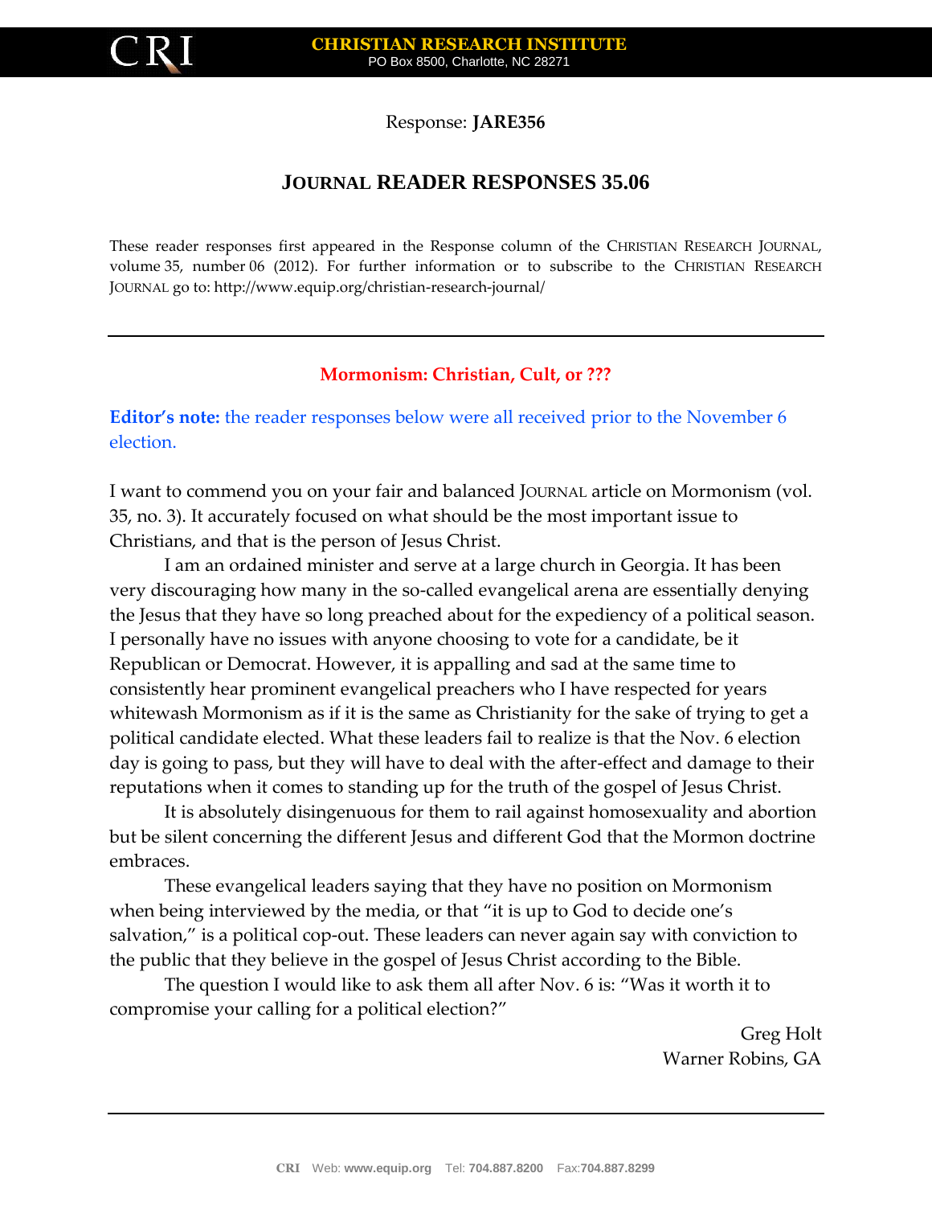CRI

**CHRISTIAN RESEARCH INSTITUTE**
PO Box 8500, Charlotte, NC 28271

Response: **JARE356**

# JOURNAL READER RESPONSES 35.06

These reader responses first appeared in the Response column of the CHRISTIAN RESEARCH JOURNAL, volume 35, number 06 (2012). For further information or to subscribe to the CHRISTIAN RESEARCH JOURNAL go to: http://www.equip.org/christian-research-journal/

---

## Mormonism: Christian, Cult, or ???

**Editor's note:** the reader responses below were all received prior to the November 6 election.

I want to commend you on your fair and balanced JOURNAL article on Mormonism (vol. 35, no. 3). It accurately focused on what should be the most important issue to Christians, and that is the person of Jesus Christ.

I am an ordained minister and serve at a large church in Georgia. It has been very discouraging how many in the so-called evangelical arena are essentially denying the Jesus that they have so long preached about for the expediency of a political season. I personally have no issues with anyone choosing to vote for a candidate, be it Republican or Democrat. However, it is appalling and sad at the same time to consistently hear prominent evangelical preachers who I have respected for years whitewash Mormonism as if it is the same as Christianity for the sake of trying to get a political candidate elected. What these leaders fail to realize is that the Nov. 6 election day is going to pass, but they will have to deal with the after-effect and damage to their reputations when it comes to standing up for the truth of the gospel of Jesus Christ.

It is absolutely disingenuous for them to rail against homosexuality and abortion but be silent concerning the different Jesus and different God that the Mormon doctrine embraces.

These evangelical leaders saying that they have no position on Mormonism when being interviewed by the media, or that "it is up to God to decide one's salvation," is a political cop-out. These leaders can never again say with conviction to the public that they believe in the gospel of Jesus Christ according to the Bible.

The question I would like to ask them all after Nov. 6 is: "Was it worth it to compromise your calling for a political election?"

Greg Holt
Warner Robins, GA

---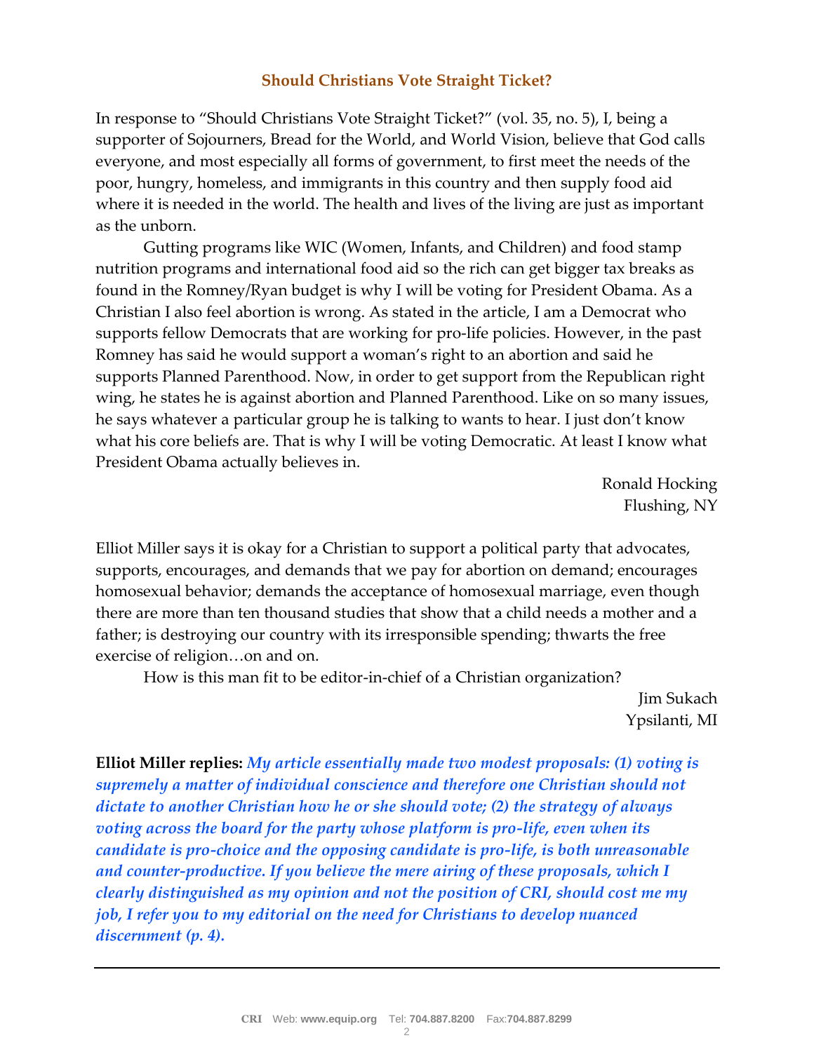## Should Christians Vote Straight Ticket?

In response to "Should Christians Vote Straight Ticket?" (vol. 35, no. 5), I, being a supporter of Sojourners, Bread for the World, and World Vision, believe that God calls everyone, and most especially all forms of government, to first meet the needs of the poor, hungry, homeless, and immigrants in this country and then supply food aid where it is needed in the world. The health and lives of the living are just as important as the unborn.

Gutting programs like WIC (Women, Infants, and Children) and food stamp nutrition programs and international food aid so the rich can get bigger tax breaks as found in the Romney/Ryan budget is why I will be voting for President Obama. As a Christian I also feel abortion is wrong. As stated in the article, I am a Democrat who supports fellow Democrats that are working for pro-life policies. However, in the past Romney has said he would support a woman's right to an abortion and said he supports Planned Parenthood. Now, in order to get support from the Republican right wing, he states he is against abortion and Planned Parenthood. Like on so many issues, he says whatever a particular group he is talking to wants to hear. I just don't know what his core beliefs are. That is why I will be voting Democratic. At least I know what President Obama actually believes in.

Ronald Hocking
Flushing, NY

Elliot Miller says it is okay for a Christian to support a political party that advocates, supports, encourages, and demands that we pay for abortion on demand; encourages homosexual behavior; demands the acceptance of homosexual marriage, even though there are more than ten thousand studies that show that a child needs a mother and a father; is destroying our country with its irresponsible spending; thwarts the free exercise of religion…on and on.

How is this man fit to be editor-in-chief of a Christian organization?

Jim Sukach
Ypsilanti, MI

**Elliot Miller replies:** ***My article essentially made two modest proposals: (1) voting is supremely a matter of individual conscience and therefore one Christian should not dictate to another Christian how he or she should vote; (2) the strategy of always voting across the board for the party whose platform is pro-life, even when its candidate is pro-choice and the opposing candidate is pro-life, is both unreasonable and counter-productive. If you believe the mere airing of these proposals, which I clearly distinguished as my opinion and not the position of CRI, should cost me my job, I refer you to my editorial on the need for Christians to develop nuanced discernment (p. 4).***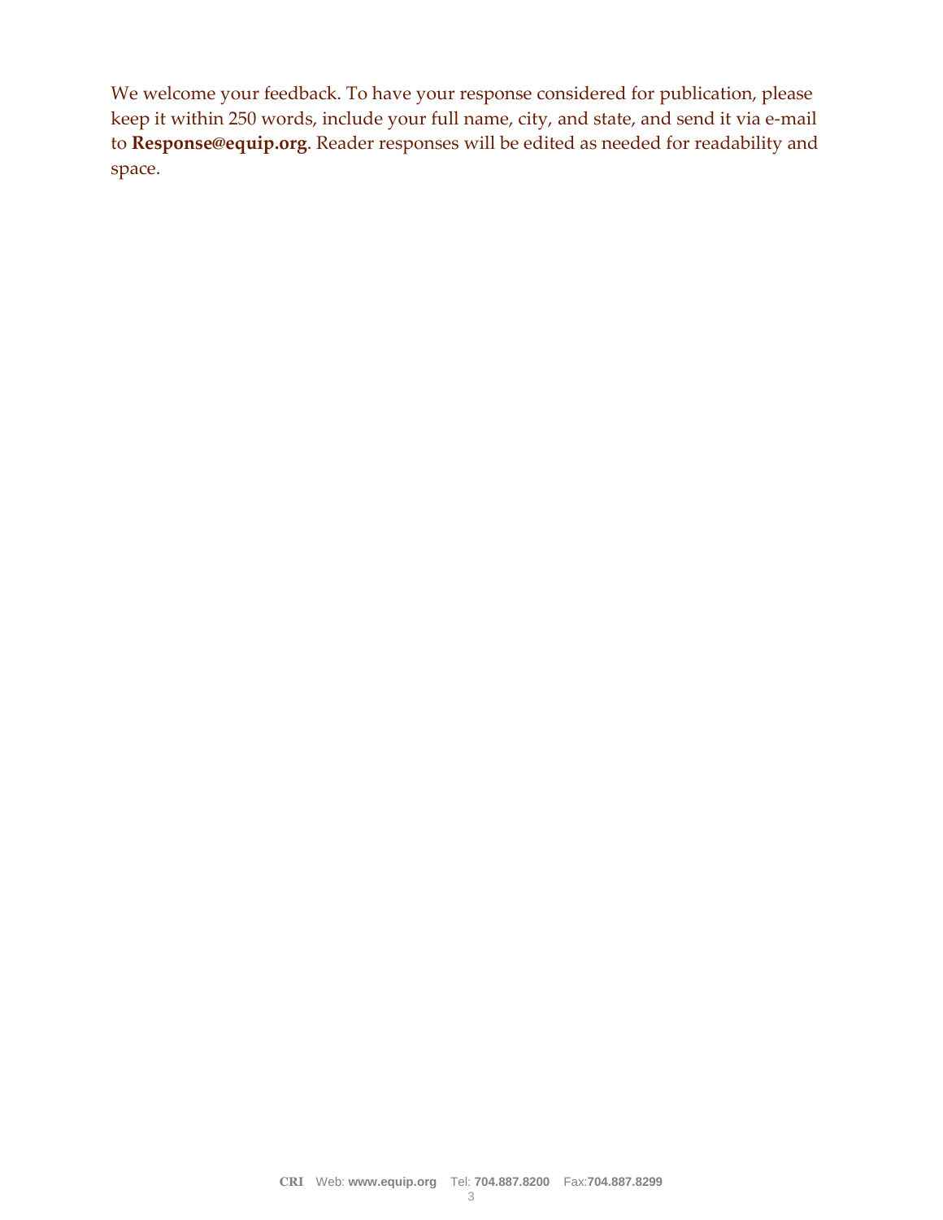We welcome your feedback. To have your response considered for publication, please keep it within 250 words, include your full name, city, and state, and send it via e-mail to **Response@equip.org**. Reader responses will be edited as needed for readability and space.